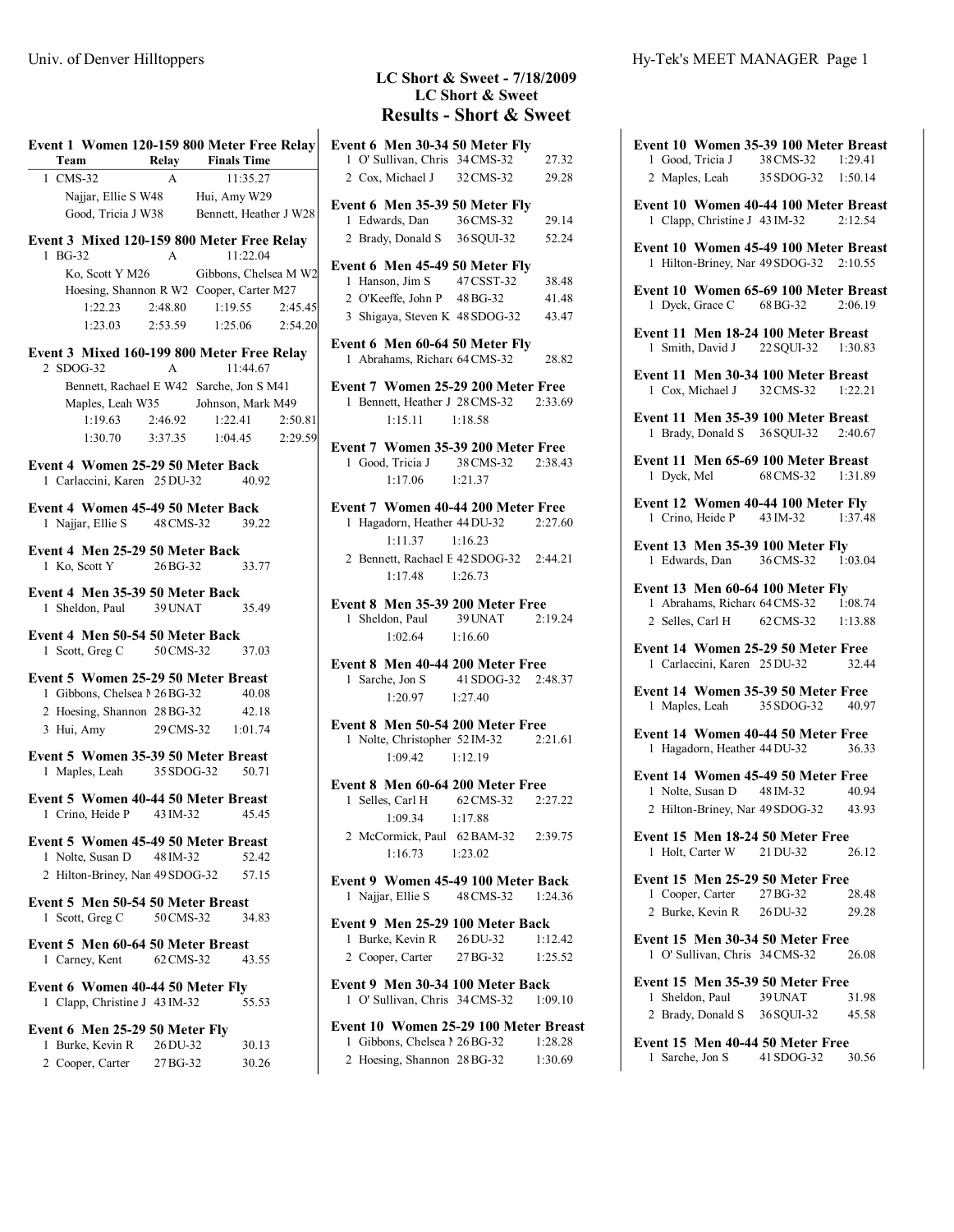# LC Short & Sweet - 7/18/2009

## LC Short & Sweet

## Results - Short & Sweet

### Event 1 Women 120-159 800 Meter Free Relay

| Team | Relay | Finals Time |
|---|---|---|
| 1 CMS-32 | A | 11:35.27 |

Najjar, Ellie S W48 — Hui, Amy W29
Good, Tricia J W38 — Bennett, Heather J W28

### Event 3 Mixed 120-159 800 Meter Free Relay

| | | |
|---|---|---|
| 1 BG-32 | A | 11:22.04 |

Ko, Scott Y M26 — Gibbons, Chelsea M W2
Hoesing, Shannon R W2 — Cooper, Carter M27

| | | | |
|---|---|---|---|
| 1:22.23 | 2:48.80 | 1:19.55 | 2:45.45 |
| 1:23.03 | 2:53.59 | 1:25.06 | 2:54.20 |

### Event 3 Mixed 160-199 800 Meter Free Relay

| | | |
|---|---|---|
| 2 SDOG-32 | A | 11:44.67 |

Bennett, Rachael E W42 — Sarche, Jon S M41
Maples, Leah W35 — Johnson, Mark M49

| | | | |
|---|---|---|---|
| 1:19.63 | 2:46.92 | 1:22.41 | 2:50.81 |
| 1:30.70 | 3:37.35 | 1:04.45 | 2:29.59 |

### Event 4 Women 25-29 50 Meter Back
1 Carlaccini, Karen 25 DU-32 40.92

### Event 4 Women 45-49 50 Meter Back
1 Najjar, Ellie S 48 CMS-32 39.22

### Event 4 Men 25-29 50 Meter Back
1 Ko, Scott Y 26 BG-32 33.77

### Event 4 Men 35-39 50 Meter Back
1 Sheldon, Paul 39 UNAT 35.49

### Event 4 Men 50-54 50 Meter Back
1 Scott, Greg C 50 CMS-32 37.03

### Event 5 Women 25-29 50 Meter Breast
1 Gibbons, Chelsea M 26 BG-32 40.08
2 Hoesing, Shannon 28 BG-32 42.18
3 Hui, Amy 29 CMS-32 1:01.74

### Event 5 Women 35-39 50 Meter Breast
1 Maples, Leah 35 SDOG-32 50.71

### Event 5 Women 40-44 50 Meter Breast
1 Crino, Heide P 43 IM-32 45.45

### Event 5 Women 45-49 50 Meter Breast
1 Nolte, Susan D 48 IM-32 52.42
2 Hilton-Briney, Nan 49 SDOG-32 57.15

### Event 5 Men 50-54 50 Meter Breast
1 Scott, Greg C 50 CMS-32 34.83

### Event 5 Men 60-64 50 Meter Breast
1 Carney, Kent 62 CMS-32 43.55

### Event 6 Women 40-44 50 Meter Fly
1 Clapp, Christine J 43 IM-32 55.53

### Event 6 Men 25-29 50 Meter Fly
1 Burke, Kevin R 26 DU-32 30.13
2 Cooper, Carter 27 BG-32 30.26

### Event 6 Men 30-34 50 Meter Fly
1 O' Sullivan, Chris 34 CMS-32 27.32
2 Cox, Michael J 32 CMS-32 29.28

### Event 6 Men 35-39 50 Meter Fly
1 Edwards, Dan 36 CMS-32 29.14
2 Brady, Donald S 36 SQUI-32 52.24

### Event 6 Men 45-49 50 Meter Fly
1 Hanson, Jim S 47 CSST-32 38.48
2 O'Keeffe, John P 48 BG-32 41.48
3 Shigaya, Steven K 48 SDOG-32 43.47

### Event 6 Men 60-64 50 Meter Fly
1 Abrahams, Richard 64 CMS-32 28.82

### Event 7 Women 25-29 200 Meter Free
1 Bennett, Heather J 28 CMS-32 2:33.69
1:15.11 1:18.58

### Event 7 Women 35-39 200 Meter Free
1 Good, Tricia J 38 CMS-32 2:38.43
1:17.06 1:21.37

### Event 7 Women 40-44 200 Meter Free
1 Hagadorn, Heather 44 DU-32 2:27.60
1:11.37 1:16.23
2 Bennett, Rachael E 42 SDOG-32 2:44.21
1:17.48 1:26.73

### Event 8 Men 35-39 200 Meter Free
1 Sheldon, Paul 39 UNAT 2:19.24
1:02.64 1:16.60

### Event 8 Men 40-44 200 Meter Free
1 Sarche, Jon S 41 SDOG-32 2:48.37
1:20.97 1:27.40

### Event 8 Men 50-54 200 Meter Free
1 Nolte, Christopher 52 IM-32 2:21.61
1:09.42 1:12.19

### Event 8 Men 60-64 200 Meter Free
1 Selles, Carl H 62 CMS-32 2:27.22
1:09.34 1:17.88
2 McCormick, Paul 62 BAM-32 2:39.75
1:16.73 1:23.02

### Event 9 Women 45-49 100 Meter Back
1 Najjar, Ellie S 48 CMS-32 1:24.36

### Event 9 Men 25-29 100 Meter Back
1 Burke, Kevin R 26 DU-32 1:12.42
2 Cooper, Carter 27 BG-32 1:25.52

### Event 9 Men 30-34 100 Meter Back
1 O' Sullivan, Chris 34 CMS-32 1:09.10

### Event 10 Women 25-29 100 Meter Breast
1 Gibbons, Chelsea M 26 BG-32 1:28.28
2 Hoesing, Shannon 28 BG-32 1:30.69

### Event 10 Women 35-39 100 Meter Breast
1 Good, Tricia J 38 CMS-32 1:29.41
2 Maples, Leah 35 SDOG-32 1:50.14

### Event 10 Women 40-44 100 Meter Breast
1 Clapp, Christine J 43 IM-32 2:12.54

### Event 10 Women 45-49 100 Meter Breast
1 Hilton-Briney, Nan 49 SDOG-32 2:10.55

### Event 10 Women 65-69 100 Meter Breast
1 Dyck, Grace C 68 BG-32 2:06.19

### Event 11 Men 18-24 100 Meter Breast
1 Smith, David J 22 SQUI-32 1:30.83

### Event 11 Men 30-34 100 Meter Breast
1 Cox, Michael J 32 CMS-32 1:22.21

### Event 11 Men 35-39 100 Meter Breast
1 Brady, Donald S 36 SQUI-32 2:40.67

### Event 11 Men 65-69 100 Meter Breast
1 Dyck, Mel 68 CMS-32 1:31.89

### Event 12 Women 40-44 100 Meter Fly
1 Crino, Heide P 43 IM-32 1:37.48

### Event 13 Men 35-39 100 Meter Fly
1 Edwards, Dan 36 CMS-32 1:03.04

### Event 13 Men 60-64 100 Meter Fly
1 Abrahams, Richard 64 CMS-32 1:08.74
2 Selles, Carl H 62 CMS-32 1:13.88

### Event 14 Women 25-29 50 Meter Free
1 Carlaccini, Karen 25 DU-32 32.44

### Event 14 Women 35-39 50 Meter Free
1 Maples, Leah 35 SDOG-32 40.97

### Event 14 Women 40-44 50 Meter Free
1 Hagadorn, Heather 44 DU-32 36.33

### Event 14 Women 45-49 50 Meter Free
1 Nolte, Susan D 48 IM-32 40.94
2 Hilton-Briney, Nan 49 SDOG-32 43.93

### Event 15 Men 18-24 50 Meter Free
1 Holt, Carter W 21 DU-32 26.12

### Event 15 Men 25-29 50 Meter Free
1 Cooper, Carter 27 BG-32 28.48
2 Burke, Kevin R 26 DU-32 29.28

### Event 15 Men 30-34 50 Meter Free
1 O' Sullivan, Chris 34 CMS-32 26.08

### Event 15 Men 35-39 50 Meter Free
1 Sheldon, Paul 39 UNAT 31.98
2 Brady, Donald S 36 SQUI-32 45.58

### Event 15 Men 40-44 50 Meter Free
1 Sarche, Jon S 41 SDOG-32 30.56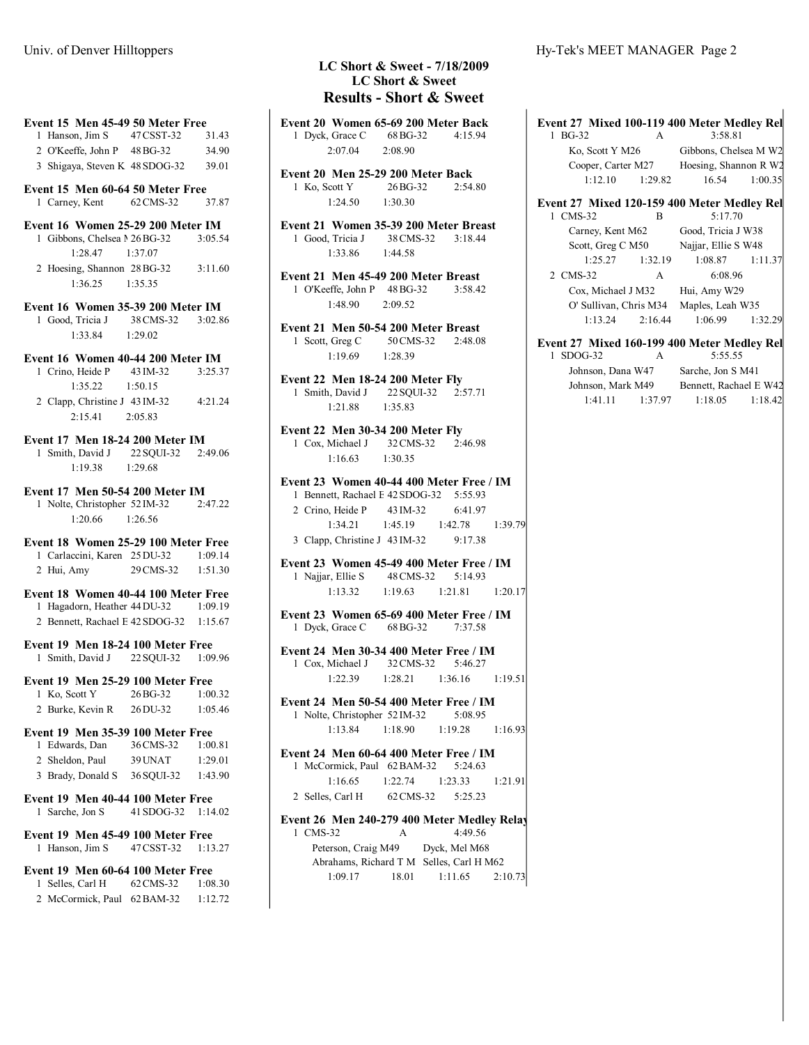## LC Short & Sweet - 7/18/2009
## LC Short & Sweet
# Results - Short & Sweet

### Event 15 Men 45-49 50 Meter Free

1 Hanson, Jim S 47 CSST-32 31.43
2 O'Keeffe, John P 48 BG-32 34.90
3 Shigaya, Steven K 48 SDOG-32 39.01

### Event 15 Men 60-64 50 Meter Free

1 Carney, Kent 62 CMS-32 37.87

### Event 16 Women 25-29 200 Meter IM

1 Gibbons, Chelsea M 26 BG-32 3:05.54
1:28.47 1:37.07
2 Hoesing, Shannon 28 BG-32 3:11.60
1:36.25 1:35.35

### Event 16 Women 35-39 200 Meter IM

1 Good, Tricia J 38 CMS-32 3:02.86
1:33.84 1:29.02

### Event 16 Women 40-44 200 Meter IM

1 Crino, Heide P 43 IM-32 3:25.37
1:35.22 1:50.15
2 Clapp, Christine J 43 IM-32 4:21.24
2:15.41 2:05.83

### Event 17 Men 18-24 200 Meter IM

1 Smith, David J 22 SQUI-32 2:49.06
1:19.38 1:29.68

### Event 17 Men 50-54 200 Meter IM

1 Nolte, Christopher 52 IM-32 2:47.22
1:20.66 1:26.56

### Event 18 Women 25-29 100 Meter Free

1 Carlaccini, Karen 25 DU-32 1:09.14
2 Hui, Amy 29 CMS-32 1:51.30

### Event 18 Women 40-44 100 Meter Free

1 Hagadorn, Heather 44 DU-32 1:09.19
2 Bennett, Rachael E 42 SDOG-32 1:15.67

### Event 19 Men 18-24 100 Meter Free

1 Smith, David J 22 SQUI-32 1:09.96

### Event 19 Men 25-29 100 Meter Free

1 Ko, Scott Y 26 BG-32 1:00.32
2 Burke, Kevin R 26 DU-32 1:05.46

### Event 19 Men 35-39 100 Meter Free

1 Edwards, Dan 36 CMS-32 1:00.81
2 Sheldon, Paul 39 UNAT 1:29.01
3 Brady, Donald S 36 SQUI-32 1:43.90

### Event 19 Men 40-44 100 Meter Free

1 Sarche, Jon S 41 SDOG-32 1:14.02

### Event 19 Men 45-49 100 Meter Free

1 Hanson, Jim S 47 CSST-32 1:13.27

### Event 19 Men 60-64 100 Meter Free

1 Selles, Carl H 62 CMS-32 1:08.30
2 McCormick, Paul 62 BAM-32 1:12.72

### Event 20 Women 65-69 200 Meter Back

1 Dyck, Grace C 68 BG-32 4:15.94
2:07.04 2:08.90

### Event 20 Men 25-29 200 Meter Back

1 Ko, Scott Y 26 BG-32 2:54.80
1:24.50 1:30.30

### Event 21 Women 35-39 200 Meter Breast

1 Good, Tricia J 38 CMS-32 3:18.44
1:33.86 1:44.58

### Event 21 Men 45-49 200 Meter Breast

1 O'Keeffe, John P 48 BG-32 3:58.42
1:48.90 2:09.52

### Event 21 Men 50-54 200 Meter Breast

1 Scott, Greg C 50 CMS-32 2:48.08
1:19.69 1:28.39

### Event 22 Men 18-24 200 Meter Fly

1 Smith, David J 22 SQUI-32 2:57.71
1:21.88 1:35.83

### Event 22 Men 30-34 200 Meter Fly

1 Cox, Michael J 32 CMS-32 2:46.98
1:16.63 1:30.35

### Event 23 Women 40-44 400 Meter Free / IM

1 Bennett, Rachael E 42 SDOG-32 5:55.93
2 Crino, Heide P 43 IM-32 6:41.97
1:34.21 1:45.19 1:42.78 1:39.79
3 Clapp, Christine J 43 IM-32 9:17.38

### Event 23 Women 45-49 400 Meter Free / IM

1 Najjar, Ellie S 48 CMS-32 5:14.93
1:13.32 1:19.63 1:21.81 1:20.17

### Event 23 Women 65-69 400 Meter Free / IM

1 Dyck, Grace C 68 BG-32 7:37.58

### Event 24 Men 30-34 400 Meter Free / IM

1 Cox, Michael J 32 CMS-32 5:46.27
1:22.39 1:28.21 1:36.16 1:19.51

### Event 24 Men 50-54 400 Meter Free / IM

1 Nolte, Christopher 52 IM-32 5:08.95
1:13.84 1:18.90 1:19.28 1:16.93

### Event 24 Men 60-64 400 Meter Free / IM

1 McCormick, Paul 62 BAM-32 5:24.63
1:16.65 1:22.74 1:23.33 1:21.91
2 Selles, Carl H 62 CMS-32 5:25.23

### Event 26 Men 240-279 400 Meter Medley Relay

1 CMS-32 A 4:49.56
Peterson, Craig M49 Dyck, Mel M68
Abrahams, Richard T M Selles, Carl H M62
1:09.17 18.01 1:11.65 2:10.73

### Event 27 Mixed 100-119 400 Meter Medley Rel

1 BG-32 A 3:58.81
Ko, Scott Y M26 Gibbons, Chelsea M W2
Cooper, Carter M27 Hoesing, Shannon R W2
1:12.10 1:29.82 16.54 1:00.35

### Event 27 Mixed 120-159 400 Meter Medley Rel

1 CMS-32 B 5:17.70
Carney, Kent M62 Good, Tricia J W38
Scott, Greg C M50 Najjar, Ellie S W48
1:25.27 1:32.19 1:08.87 1:11.37
2 CMS-32 A 6:08.96
Cox, Michael J M32 Hui, Amy W29
O' Sullivan, Chris M34 Maples, Leah W35
1:13.24 2:16.44 1:06.99 1:32.29

### Event 27 Mixed 160-199 400 Meter Medley Rel

1 SDOG-32 A 5:55.55
Johnson, Dana W47 Sarche, Jon S M41
Johnson, Mark M49 Bennett, Rachael E W42
1:41.11 1:37.97 1:18.05 1:18.42